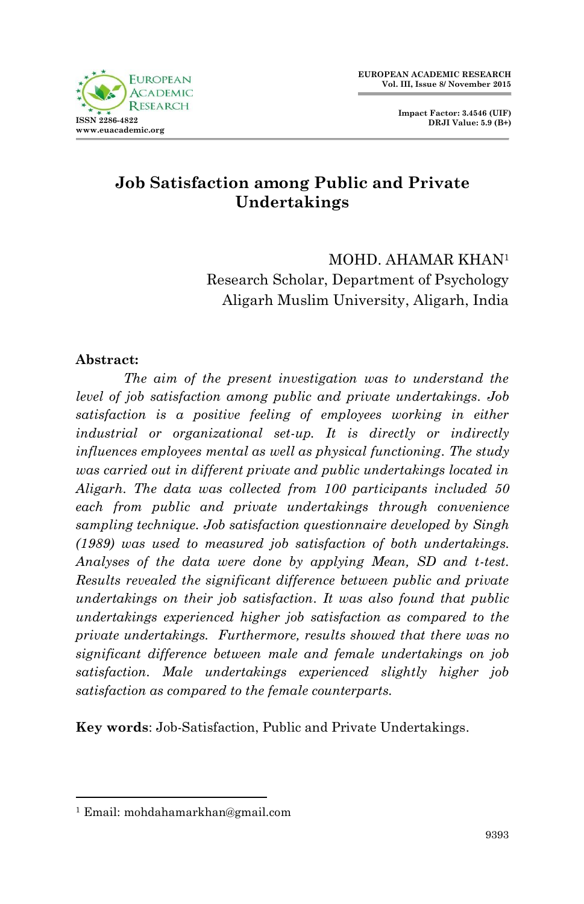# Job Satisfaction among Public and Private Undertakings

MOHD. AHAMAR KHAN[1]
Research Scholar, Department of Psychology
Aligarh Muslim University, Aligarh, India

**Abstract:**

*The aim of the present investigation was to understand the level of job satisfaction among public and private undertakings. Job satisfaction is a positive feeling of employees working in either industrial or organizational set-up. It is directly or indirectly influences employees mental as well as physical functioning. The study was carried out in different private and public undertakings located in Aligarh. The data was collected from 100 participants included 50 each from public and private undertakings through convenience sampling technique. Job satisfaction questionnaire developed by Singh (1989) was used to measured job satisfaction of both undertakings. Analyses of the data were done by applying Mean, SD and t-test. Results revealed the significant difference between public and private undertakings on their job satisfaction. It was also found that public undertakings experienced higher job satisfaction as compared to the private undertakings. Furthermore, results showed that there was no significant difference between male and female undertakings on job satisfaction. Male undertakings experienced slightly higher job satisfaction as compared to the female counterparts.*

**Key words**: Job-Satisfaction, Public and Private Undertakings.

---

[1] Email: mohdahamarkhan@gmail.com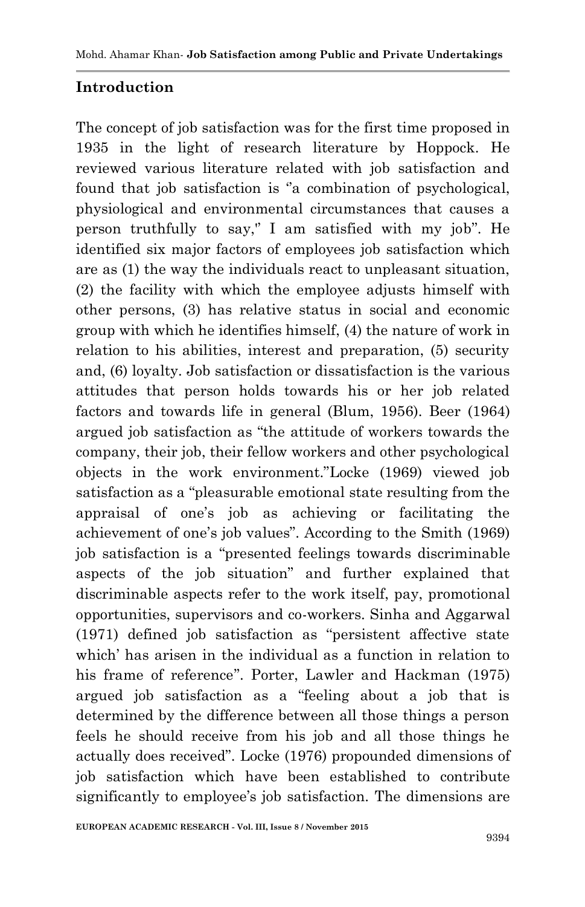## Introduction

The concept of job satisfaction was for the first time proposed in 1935 in the light of research literature by Hoppock. He reviewed various literature related with job satisfaction and found that job satisfaction is "a combination of psychological, physiological and environmental circumstances that causes a person truthfully to say," I am satisfied with my job". He identified six major factors of employees job satisfaction which are as (1) the way the individuals react to unpleasant situation, (2) the facility with which the employee adjusts himself with other persons, (3) has relative status in social and economic group with which he identifies himself, (4) the nature of work in relation to his abilities, interest and preparation, (5) security and, (6) loyalty. Job satisfaction or dissatisfaction is the various attitudes that person holds towards his or her job related factors and towards life in general (Blum, 1956). Beer (1964) argued job satisfaction as "the attitude of workers towards the company, their job, their fellow workers and other psychological objects in the work environment."Locke (1969) viewed job satisfaction as a "pleasurable emotional state resulting from the appraisal of one's job as achieving or facilitating the achievement of one's job values". According to the Smith (1969) job satisfaction is a "presented feelings towards discriminable aspects of the job situation" and further explained that discriminable aspects refer to the work itself, pay, promotional opportunities, supervisors and co-workers. Sinha and Aggarwal (1971) defined job satisfaction as "persistent affective state which' has arisen in the individual as a function in relation to his frame of reference". Porter, Lawler and Hackman (1975) argued job satisfaction as a "feeling about a job that is determined by the difference between all those things a person feels he should receive from his job and all those things he actually does received". Locke (1976) propounded dimensions of job satisfaction which have been established to contribute significantly to employee's job satisfaction. The dimensions are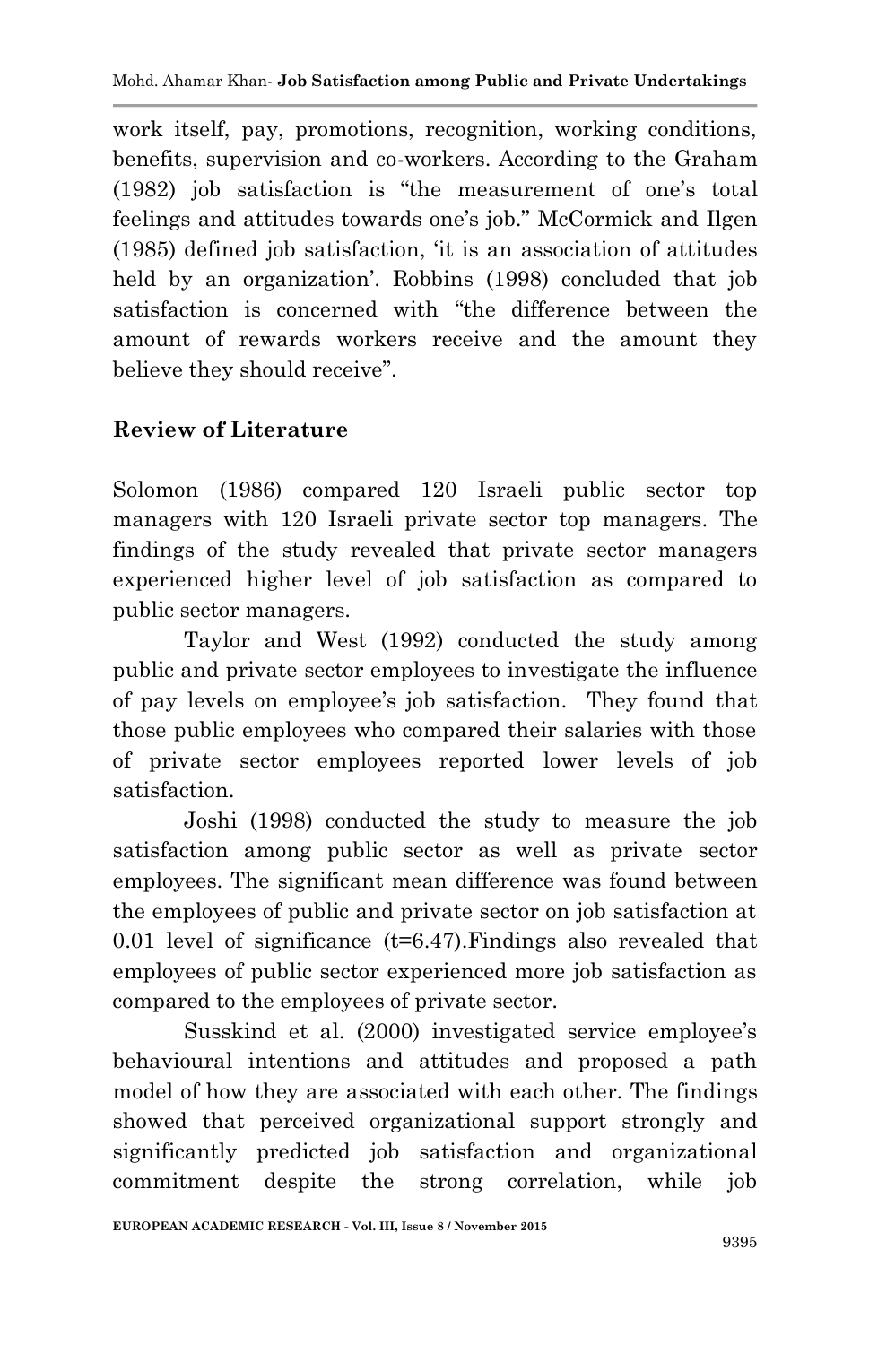work itself, pay, promotions, recognition, working conditions, benefits, supervision and co-workers. According to the Graham (1982) job satisfaction is "the measurement of one's total feelings and attitudes towards one's job." McCormick and Ilgen (1985) defined job satisfaction, 'it is an association of attitudes held by an organization'. Robbins (1998) concluded that job satisfaction is concerned with "the difference between the amount of rewards workers receive and the amount they believe they should receive".

## Review of Literature

Solomon (1986) compared 120 Israeli public sector top managers with 120 Israeli private sector top managers. The findings of the study revealed that private sector managers experienced higher level of job satisfaction as compared to public sector managers.

Taylor and West (1992) conducted the study among public and private sector employees to investigate the influence of pay levels on employee's job satisfaction. They found that those public employees who compared their salaries with those of private sector employees reported lower levels of job satisfaction.

Joshi (1998) conducted the study to measure the job satisfaction among public sector as well as private sector employees. The significant mean difference was found between the employees of public and private sector on job satisfaction at 0.01 level of significance ($t=6.47$).Findings also revealed that employees of public sector experienced more job satisfaction as compared to the employees of private sector.

Susskind et al. (2000) investigated service employee's behavioural intentions and attitudes and proposed a path model of how they are associated with each other. The findings showed that perceived organizational support strongly and significantly predicted job satisfaction and organizational commitment despite the strong correlation, while job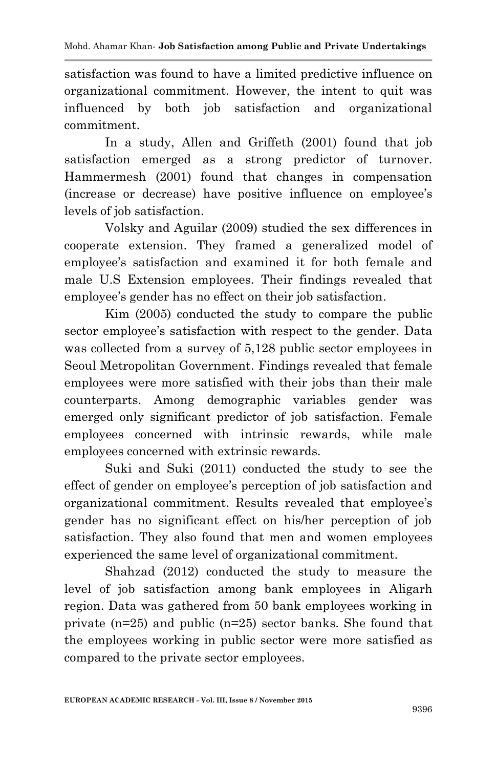satisfaction was found to have a limited predictive influence on organizational commitment. However, the intent to quit was influenced by both job satisfaction and organizational commitment.

In a study, Allen and Griffeth (2001) found that job satisfaction emerged as a strong predictor of turnover. Hammermesh (2001) found that changes in compensation (increase or decrease) have positive influence on employee's levels of job satisfaction.

Volsky and Aguilar (2009) studied the sex differences in cooperate extension. They framed a generalized model of employee's satisfaction and examined it for both female and male U.S Extension employees. Their findings revealed that employee's gender has no effect on their job satisfaction.

Kim (2005) conducted the study to compare the public sector employee's satisfaction with respect to the gender. Data was collected from a survey of 5,128 public sector employees in Seoul Metropolitan Government. Findings revealed that female employees were more satisfied with their jobs than their male counterparts. Among demographic variables gender was emerged only significant predictor of job satisfaction. Female employees concerned with intrinsic rewards, while male employees concerned with extrinsic rewards.

Suki and Suki (2011) conducted the study to see the effect of gender on employee's perception of job satisfaction and organizational commitment. Results revealed that employee's gender has no significant effect on his/her perception of job satisfaction. They also found that men and women employees experienced the same level of organizational commitment.

Shahzad (2012) conducted the study to measure the level of job satisfaction among bank employees in Aligarh region. Data was gathered from 50 bank employees working in private (n=25) and public (n=25) sector banks. She found that the employees working in public sector were more satisfied as compared to the private sector employees.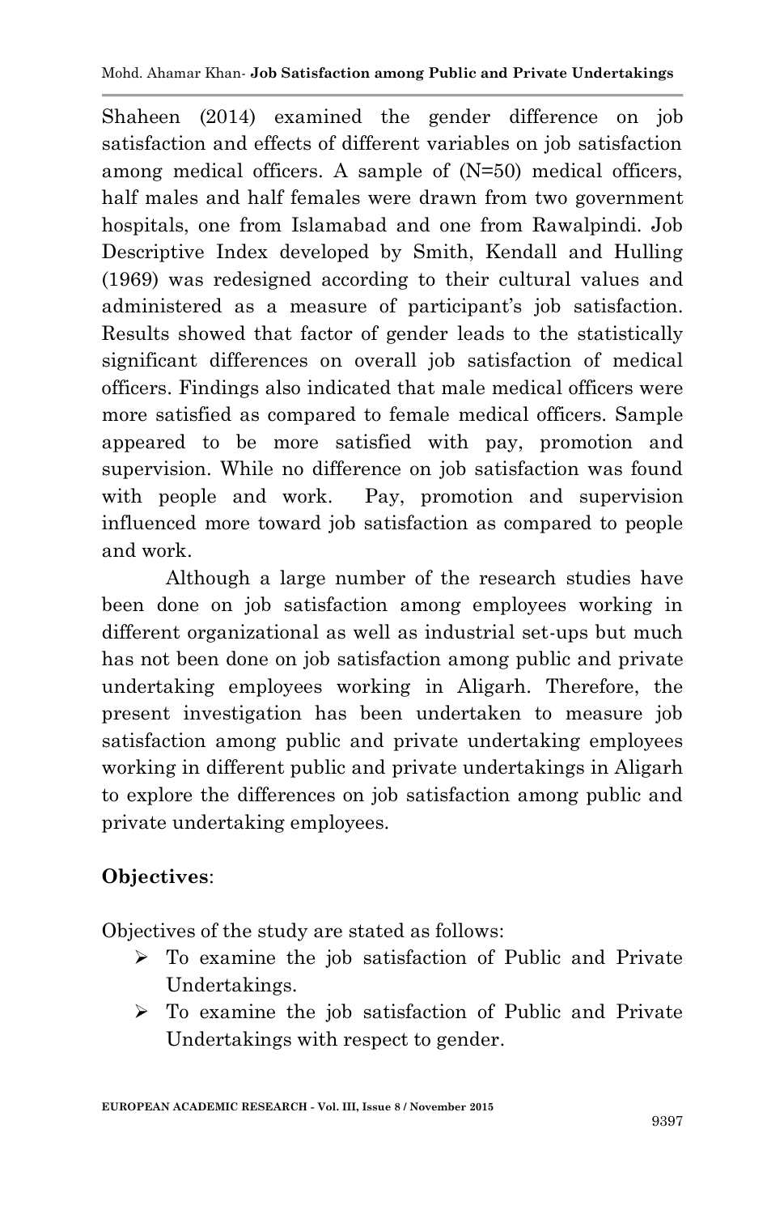Shaheen (2014) examined the gender difference on job satisfaction and effects of different variables on job satisfaction among medical officers. A sample of (N=50) medical officers, half males and half females were drawn from two government hospitals, one from Islamabad and one from Rawalpindi. Job Descriptive Index developed by Smith, Kendall and Hulling (1969) was redesigned according to their cultural values and administered as a measure of participant's job satisfaction. Results showed that factor of gender leads to the statistically significant differences on overall job satisfaction of medical officers. Findings also indicated that male medical officers were more satisfied as compared to female medical officers. Sample appeared to be more satisfied with pay, promotion and supervision. While no difference on job satisfaction was found with people and work. Pay, promotion and supervision influenced more toward job satisfaction as compared to people and work.

Although a large number of the research studies have been done on job satisfaction among employees working in different organizational as well as industrial set-ups but much has not been done on job satisfaction among public and private undertaking employees working in Aligarh. Therefore, the present investigation has been undertaken to measure job satisfaction among public and private undertaking employees working in different public and private undertakings in Aligarh to explore the differences on job satisfaction among public and private undertaking employees.

**Objectives**:

Objectives of the study are stated as follows:

- To examine the job satisfaction of Public and Private Undertakings.
- To examine the job satisfaction of Public and Private Undertakings with respect to gender.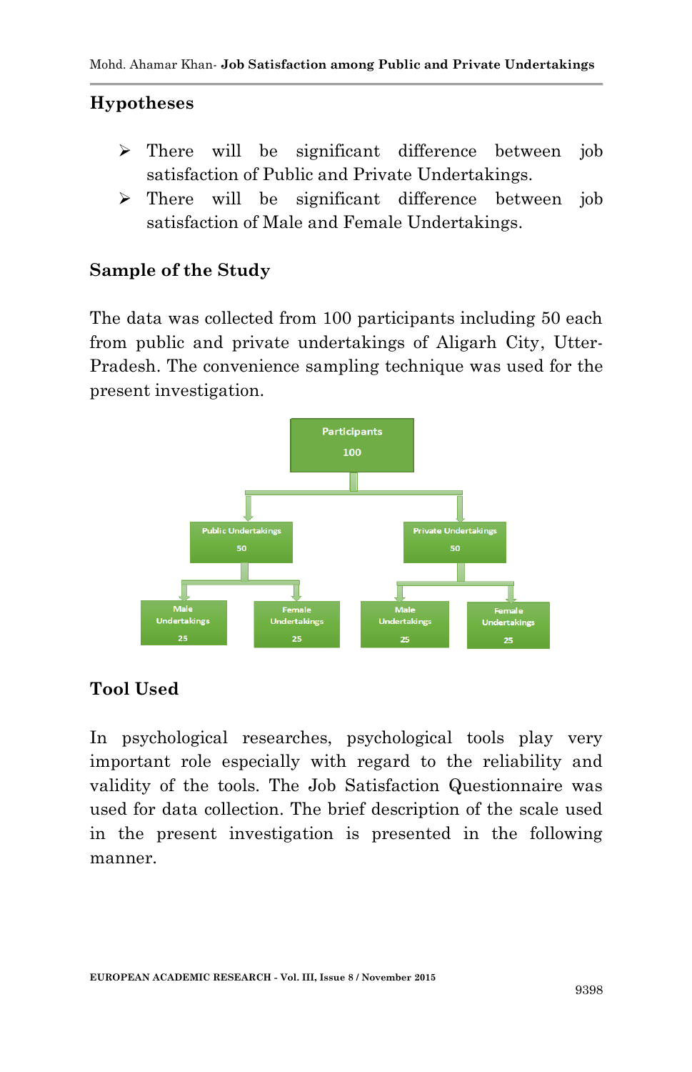## Hypotheses

- There will be significant difference between job satisfaction of Public and Private Undertakings.
- There will be significant difference between job satisfaction of Male and Female Undertakings.

## Sample of the Study

The data was collected from 100 participants including 50 each from public and private undertakings of Aligarh City, Utter-Pradesh. The convenience sampling technique was used for the present investigation.

- Participants 100
  - Public Undertakings 50
    - Male Undertakings 25
    - Female Undertakings 25
  - Private Undertakings 50
    - Male Undertakings 25
    - Female Undertakings 25

## Tool Used

In psychological researches, psychological tools play very important role especially with regard to the reliability and validity of the tools. The Job Satisfaction Questionnaire was used for data collection. The brief description of the scale used in the present investigation is presented in the following manner.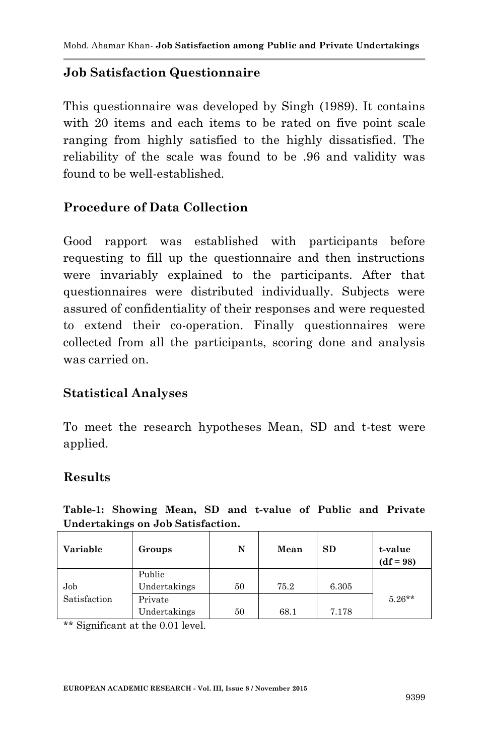## Job Satisfaction Questionnaire

This questionnaire was developed by Singh (1989). It contains with 20 items and each items to be rated on five point scale ranging from highly satisfied to the highly dissatisfied. The reliability of the scale was found to be .96 and validity was found to be well-established.

## Procedure of Data Collection

Good rapport was established with participants before requesting to fill up the questionnaire and then instructions were invariably explained to the participants. After that questionnaires were distributed individually. Subjects were assured of confidentiality of their responses and were requested to extend their co-operation. Finally questionnaires were collected from all the participants, scoring done and analysis was carried on.

## Statistical Analyses

To meet the research hypotheses Mean, SD and t-test were applied.

## Results

**Table-1: Showing Mean, SD and t-value of Public and Private Undertakings on Job Satisfaction.**

| Variable | Groups | N | Mean | SD | t-value (df = 98) |
|---|---|---|---|---|---|
| Job Satisfaction | Public Undertakings | 50 | 75.2 | 6.305 | 5.26** |
| | Private Undertakings | 50 | 68.1 | 7.178 | |

** Significant at the 0.01 level.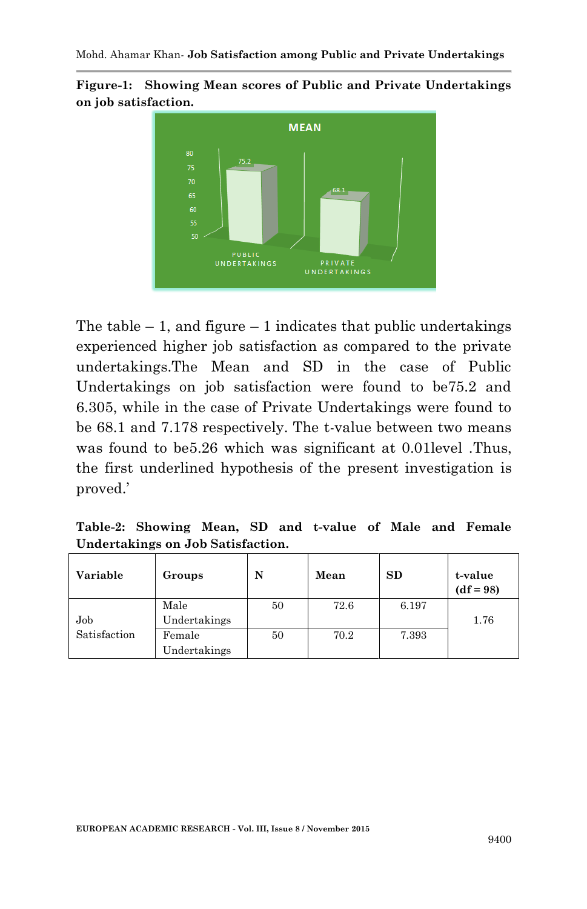**Figure-1: Showing Mean scores of Public and Private Undertakings on job satisfaction.**

The table – 1, and figure – 1 indicates that public undertakings experienced higher job satisfaction as compared to the private undertakings.The Mean and SD in the case of Public Undertakings on job satisfaction were found to be75.2 and 6.305, while in the case of Private Undertakings were found to be 68.1 and 7.178 respectively. The t-value between two means was found to be5.26 which was significant at 0.01level .Thus, the first underlined hypothesis of the present investigation is proved.'

**Table-2: Showing Mean, SD and t-value of Male and Female Undertakings on Job Satisfaction.**

| Variable | Groups | N | Mean | SD | t-value (df = 98) |
|---|---|---|---|---|---|
| Job Satisfaction | Male Undertakings | 50 | 72.6 | 6.197 | 1.76 |
| | Female Undertakings | 50 | 70.2 | 7.393 | |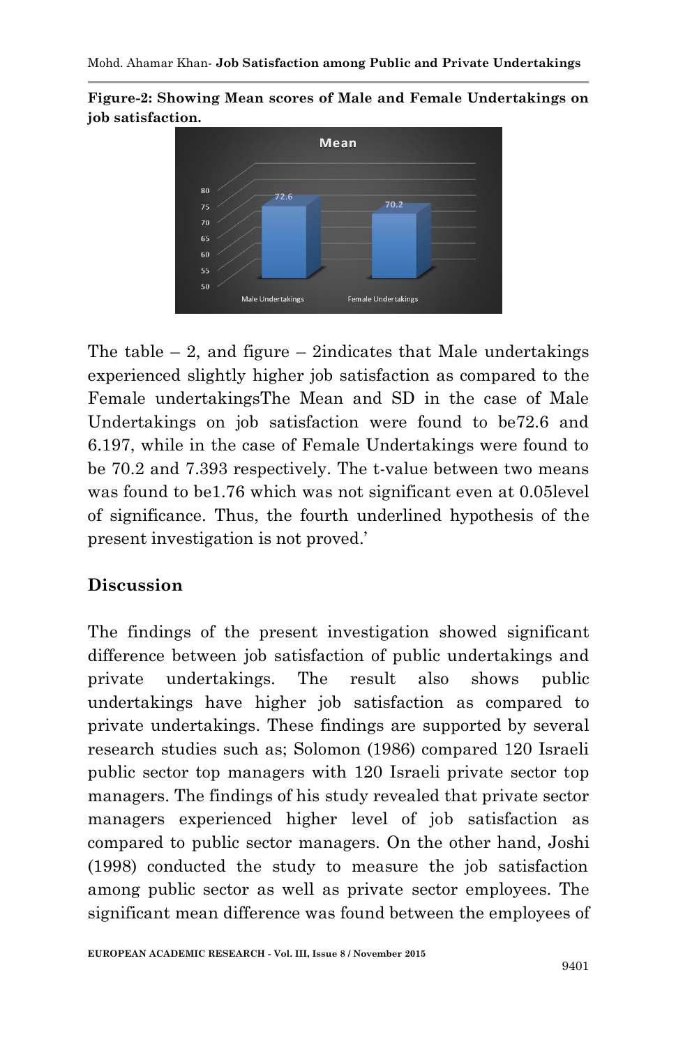**Figure-2: Showing Mean scores of Male and Female Undertakings on job satisfaction.**

The table – 2, and figure – 2indicates that Male undertakings experienced slightly higher job satisfaction as compared to the Female undertakingsThe Mean and SD in the case of Male Undertakings on job satisfaction were found to be72.6 and 6.197, while in the case of Female Undertakings were found to be 70.2 and 7.393 respectively. The t-value between two means was found to be1.76 which was not significant even at 0.05level of significance. Thus, the fourth underlined hypothesis of the present investigation is not proved.'

## Discussion

The findings of the present investigation showed significant difference between job satisfaction of public undertakings and private undertakings. The result also shows public undertakings have higher job satisfaction as compared to private undertakings. These findings are supported by several research studies such as; Solomon (1986) compared 120 Israeli public sector top managers with 120 Israeli private sector top managers. The findings of his study revealed that private sector managers experienced higher level of job satisfaction as compared to public sector managers. On the other hand, Joshi (1998) conducted the study to measure the job satisfaction among public sector as well as private sector employees. The significant mean difference was found between the employees of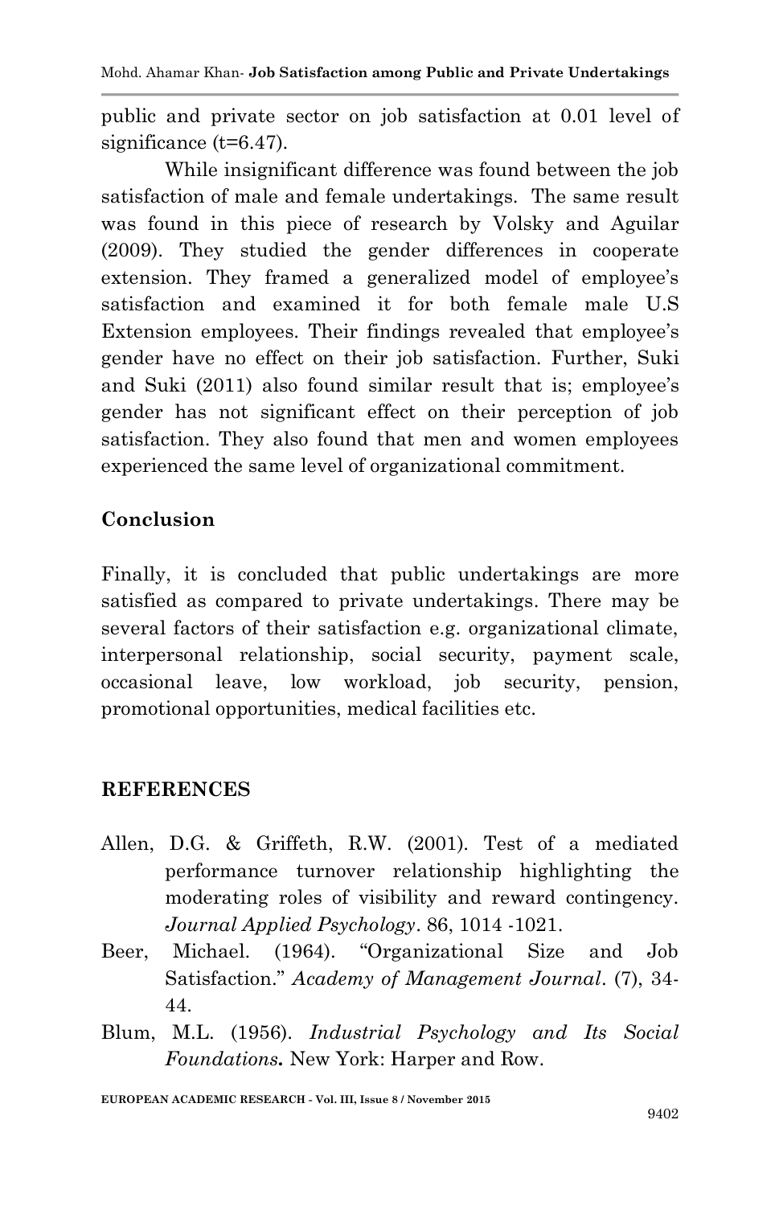public and private sector on job satisfaction at 0.01 level of significance (t=6.47).

While insignificant difference was found between the job satisfaction of male and female undertakings. The same result was found in this piece of research by Volsky and Aguilar (2009). They studied the gender differences in cooperate extension. They framed a generalized model of employee's satisfaction and examined it for both female male U.S Extension employees. Their findings revealed that employee's gender have no effect on their job satisfaction. Further, Suki and Suki (2011) also found similar result that is; employee's gender has not significant effect on their perception of job satisfaction. They also found that men and women employees experienced the same level of organizational commitment.

## Conclusion

Finally, it is concluded that public undertakings are more satisfied as compared to private undertakings. There may be several factors of their satisfaction e.g. organizational climate, interpersonal relationship, social security, payment scale, occasional leave, low workload, job security, pension, promotional opportunities, medical facilities etc.

## REFERENCES

Allen, D.G. & Griffeth, R.W. (2001). Test of a mediated performance turnover relationship highlighting the moderating roles of visibility and reward contingency. *Journal Applied Psychology*. 86, 1014 -1021.

Beer, Michael. (1964). "Organizational Size and Job Satisfaction." *Academy of Management Journal*. (7), 34-44.

Blum, M.L. (1956). *Industrial Psychology and Its Social Foundations***.** New York: Harper and Row.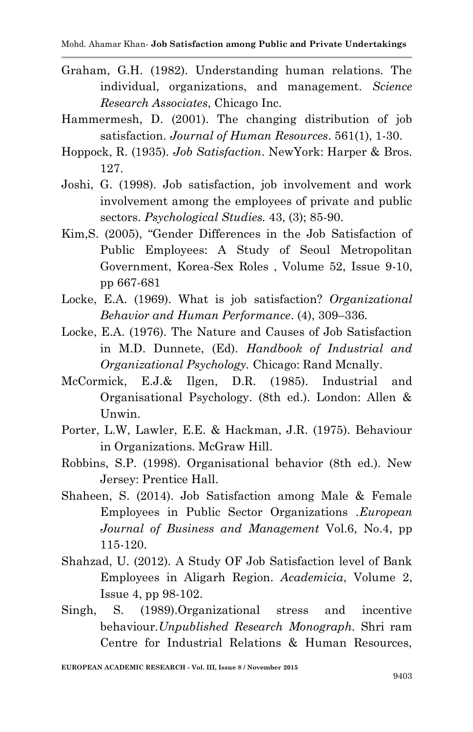Graham, G.H. (1982). Understanding human relations. The individual, organizations, and management. *Science Research Associates*, Chicago Inc.

Hammermesh, D. (2001). The changing distribution of job satisfaction. *Journal of Human Resources*. 561(1), 1-30.

Hoppock, R. (1935). *Job Satisfaction*. NewYork: Harper & Bros. 127.

Joshi, G. (1998). Job satisfaction, job involvement and work involvement among the employees of private and public sectors. *Psychological Studies.* 43, (3); 85-90.

Kim,S. (2005), "Gender Differences in the Job Satisfaction of Public Employees: A Study of Seoul Metropolitan Government, Korea-Sex Roles , Volume 52, Issue 9-10, pp 667-681

Locke, E.A. (1969). What is job satisfaction? *Organizational Behavior and Human Performance*. (4), 309–336.

Locke, E.A. (1976). The Nature and Causes of Job Satisfaction in M.D. Dunnete, (Ed). *Handbook of Industrial and Organizational Psychology.* Chicago: Rand Mcnally.

McCormick, E.J.& Ilgen, D.R. (1985). Industrial and Organisational Psychology. (8th ed.). London: Allen & Unwin.

Porter, L.W, Lawler, E.E. & Hackman, J.R. (1975). Behaviour in Organizations. McGraw Hill.

Robbins, S.P. (1998). Organisational behavior (8th ed.). New Jersey: Prentice Hall.

Shaheen, S. (2014). Job Satisfaction among Male & Female Employees in Public Sector Organizations .*European Journal of Business and Management* Vol.6, No.4, pp 115-120.

Shahzad, U. (2012). A Study OF Job Satisfaction level of Bank Employees in Aligarh Region. *Academicia*, Volume 2, Issue 4, pp 98-102.

Singh, S. (1989).Organizational stress and incentive behaviour.*Unpublished Research Monograph.* Shri ram Centre for Industrial Relations & Human Resources,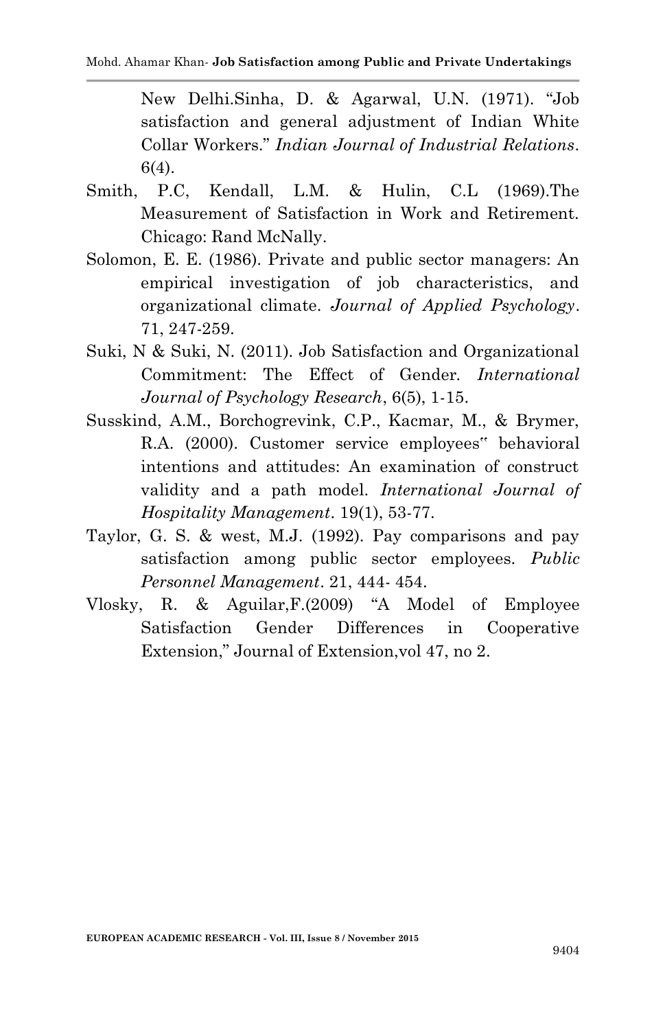New Delhi.Sinha, D. & Agarwal, U.N. (1971). "Job satisfaction and general adjustment of Indian White Collar Workers." *Indian Journal of Industrial Relations*. 6(4).

Smith, P.C, Kendall, L.M. & Hulin, C.L (1969).The Measurement of Satisfaction in Work and Retirement. Chicago: Rand McNally.

Solomon, E. E. (1986). Private and public sector managers: An empirical investigation of job characteristics, and organizational climate. *Journal of Applied Psychology*. 71, 247-259.

Suki, N & Suki, N. (2011). Job Satisfaction and Organizational Commitment: The Effect of Gender. *International Journal of Psychology Research*, 6(5), 1-15.

Susskind, A.M., Borchogrevink, C.P., Kacmar, M., & Brymer, R.A. (2000). Customer service employees" behavioral intentions and attitudes: An examination of construct validity and a path model. *International Journal of Hospitality Management*. 19(1), 53-77.

Taylor, G. S. & west, M.J. (1992). Pay comparisons and pay satisfaction among public sector employees. *Public Personnel Management*. 21, 444- 454.

Vlosky, R. & Aguilar,F.(2009) "A Model of Employee Satisfaction Gender Differences in Cooperative Extension," Journal of Extension,vol 47, no 2.